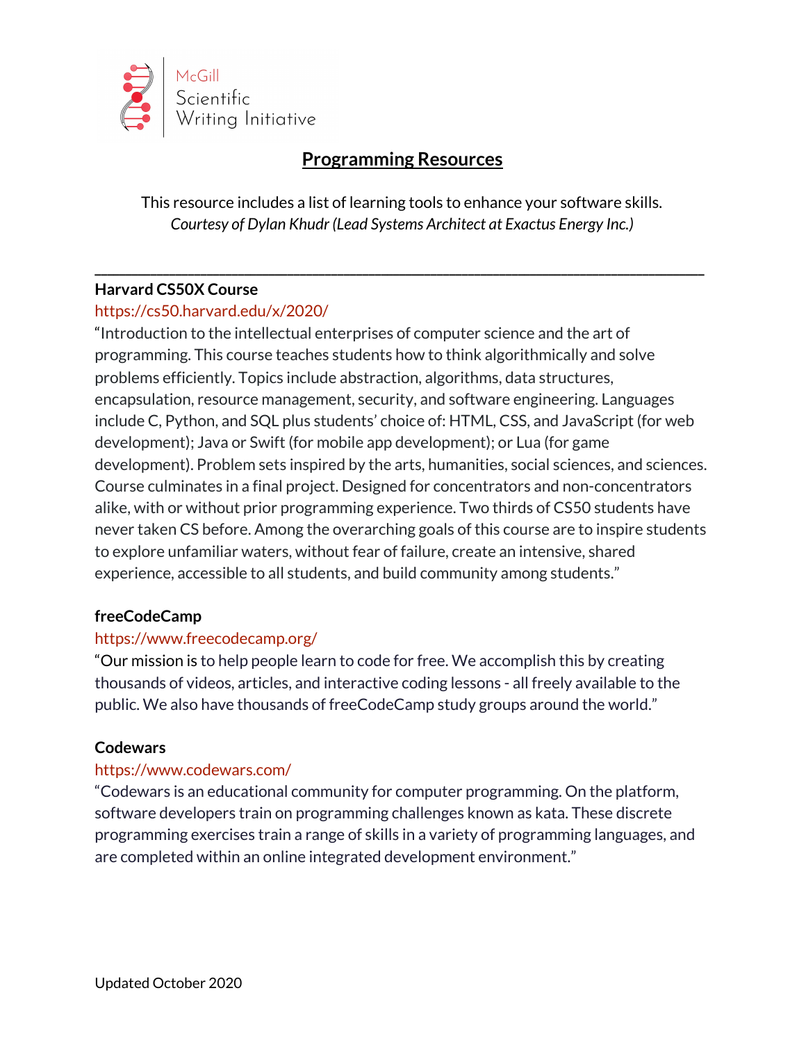McGill Scientific Writing Initiative

# Programming Resources

This resource includes a list of learning tools to enhance your software skills.
*Courtesy of Dylan Khudr (Lead Systems Architect at Exactus Energy Inc.)*

---

**Harvard CS50X Course**
https://cs50.harvard.edu/x/2020/
"Introduction to the intellectual enterprises of computer science and the art of programming. This course teaches students how to think algorithmically and solve problems efficiently. Topics include abstraction, algorithms, data structures, encapsulation, resource management, security, and software engineering. Languages include C, Python, and SQL plus students' choice of: HTML, CSS, and JavaScript (for web development); Java or Swift (for mobile app development); or Lua (for game development). Problem sets inspired by the arts, humanities, social sciences, and sciences. Course culminates in a final project. Designed for concentrators and non-concentrators alike, with or without prior programming experience. Two thirds of CS50 students have never taken CS before. Among the overarching goals of this course are to inspire students to explore unfamiliar waters, without fear of failure, create an intensive, shared experience, accessible to all students, and build community among students."

**freeCodeCamp**
https://www.freecodecamp.org/
"Our mission is to help people learn to code for free. We accomplish this by creating thousands of videos, articles, and interactive coding lessons - all freely available to the public. We also have thousands of freeCodeCamp study groups around the world."

**Codewars**
https://www.codewars.com/
"Codewars is an educational community for computer programming. On the platform, software developers train on programming challenges known as kata. These discrete programming exercises train a range of skills in a variety of programming languages, and are completed within an online integrated development environment."

Updated October 2020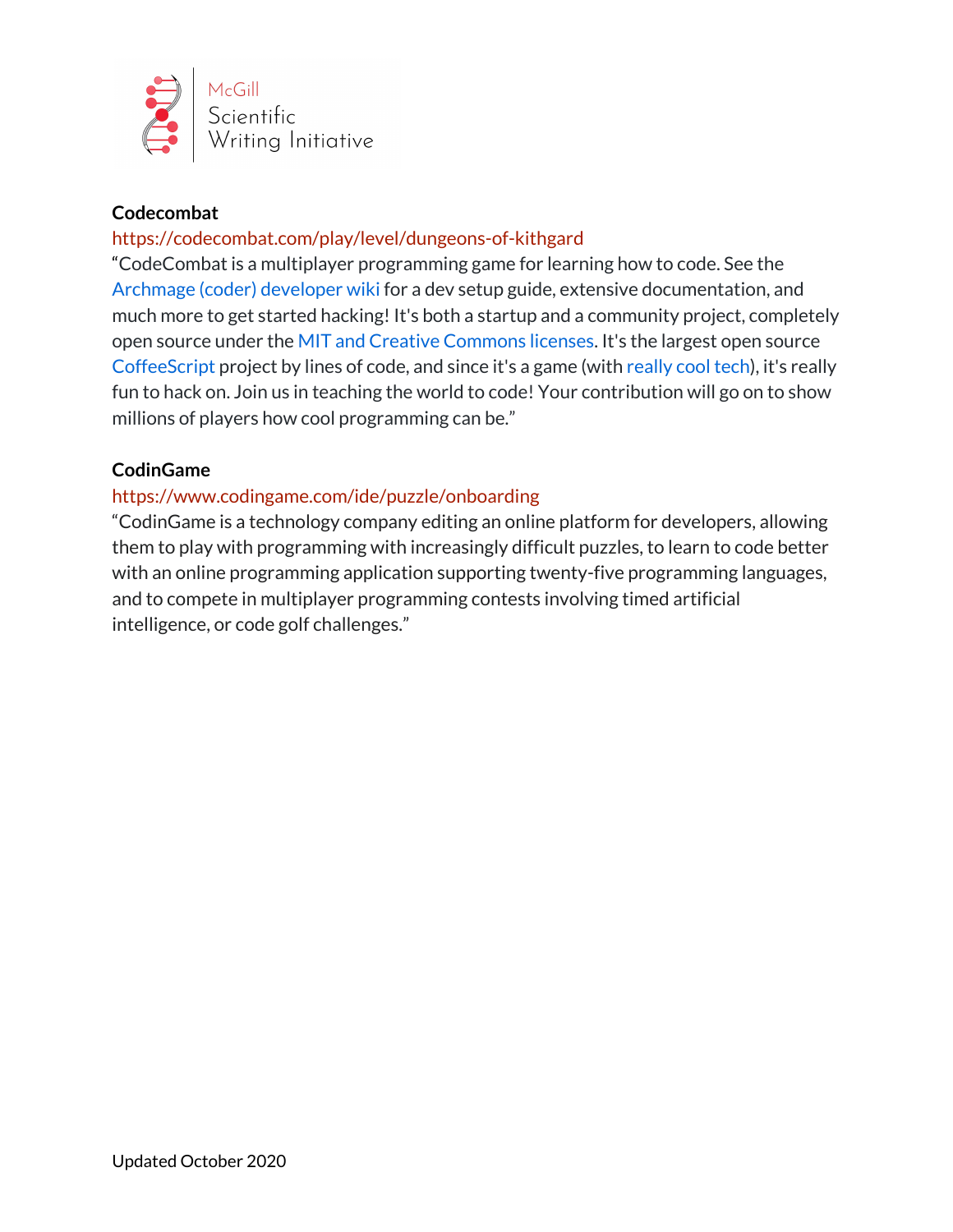**Codecombat**

https://codecombat.com/play/level/dungeons-of-kithgard

"CodeCombat is a multiplayer programming game for learning how to code. See the Archmage (coder) developer wiki for a dev setup guide, extensive documentation, and much more to get started hacking! It's both a startup and a community project, completely open source under the MIT and Creative Commons licenses. It's the largest open source CoffeeScript project by lines of code, and since it's a game (with really cool tech), it's really fun to hack on. Join us in teaching the world to code! Your contribution will go on to show millions of players how cool programming can be."

**CodinGame**

https://www.codingame.com/ide/puzzle/onboarding

"CodinGame is a technology company editing an online platform for developers, allowing them to play with programming with increasingly difficult puzzles, to learn to code better with an online programming application supporting twenty-five programming languages, and to compete in multiplayer programming contests involving timed artificial intelligence, or code golf challenges."

Updated October 2020